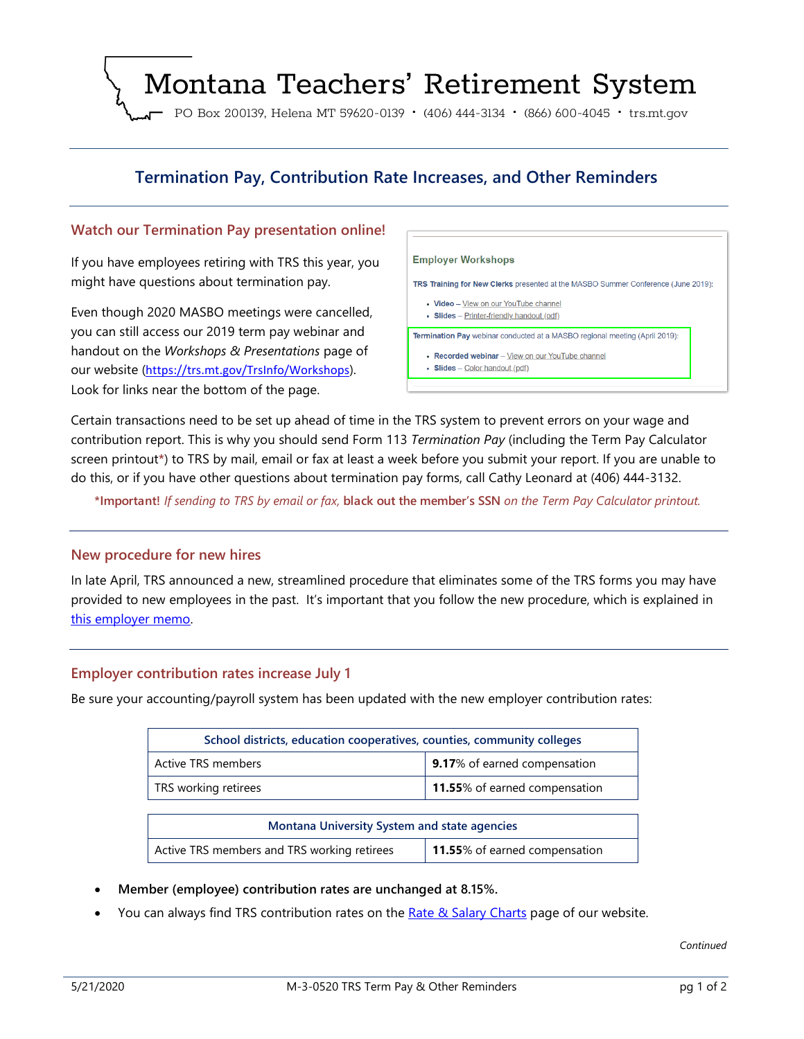# Montana Teachers' Retirement System

PO Box 200139, Helena MT 59620-0139 · (406) 444-3134 · (866) 600-4045 · trs.mt.gov

## Termination Pay, Contribution Rate Increases, and Other Reminders

### Watch our Termination Pay presentation online!

If you have employees retiring with TRS this year, you might have questions about termination pay.

Even though 2020 MASBO meetings were cancelled, you can still access our 2019 term pay webinar and handout on the *Workshops & Presentations* page of our website (https://trs.mt.gov/TrsInfo/Workshops). Look for links near the bottom of the page.

**Employer Workshops**

**TRS Training for New Clerks** presented at the MASBO Summer Conference (June 2019):

- **Video** – View on our YouTube channel
- **Slides** – Printer-friendly handout (pdf)

**Termination Pay** webinar conducted at a MASBO regional meeting (April 2019):

- **Recorded webinar** – View on our YouTube channel
- **Slides** – Color handout (pdf)

Certain transactions need to be set up ahead of time in the TRS system to prevent errors on your wage and contribution report. This is why you should send Form 113 *Termination Pay* (including the Term Pay Calculator screen printout*) to TRS by mail, email or fax at least a week before you submit your report. If you are unable to do this, or if you have other questions about termination pay forms, call Cathy Leonard at (406) 444-3132.

***Important!** *If sending to TRS by email or fax,* **black out the member's SSN** *on the Term Pay Calculator printout.*

### New procedure for new hires

In late April, TRS announced a new, streamlined procedure that eliminates some of the TRS forms you may have provided to new employees in the past. It's important that you follow the new procedure, which is explained in this employer memo.

### Employer contribution rates increase July 1

Be sure your accounting/payroll system has been updated with the new employer contribution rates:

| School districts, education cooperatives, counties, community colleges | |
|---|---|
| Active TRS members | **9.17**% of earned compensation |
| TRS working retirees | **11.55**% of earned compensation |

| Montana University System and state agencies | |
|---|---|
| Active TRS members and TRS working retirees | **11.55**% of earned compensation |

- **Member (employee) contribution rates are unchanged at 8.15%.**
- You can always find TRS contribution rates on the Rate & Salary Charts page of our website.

*Continued*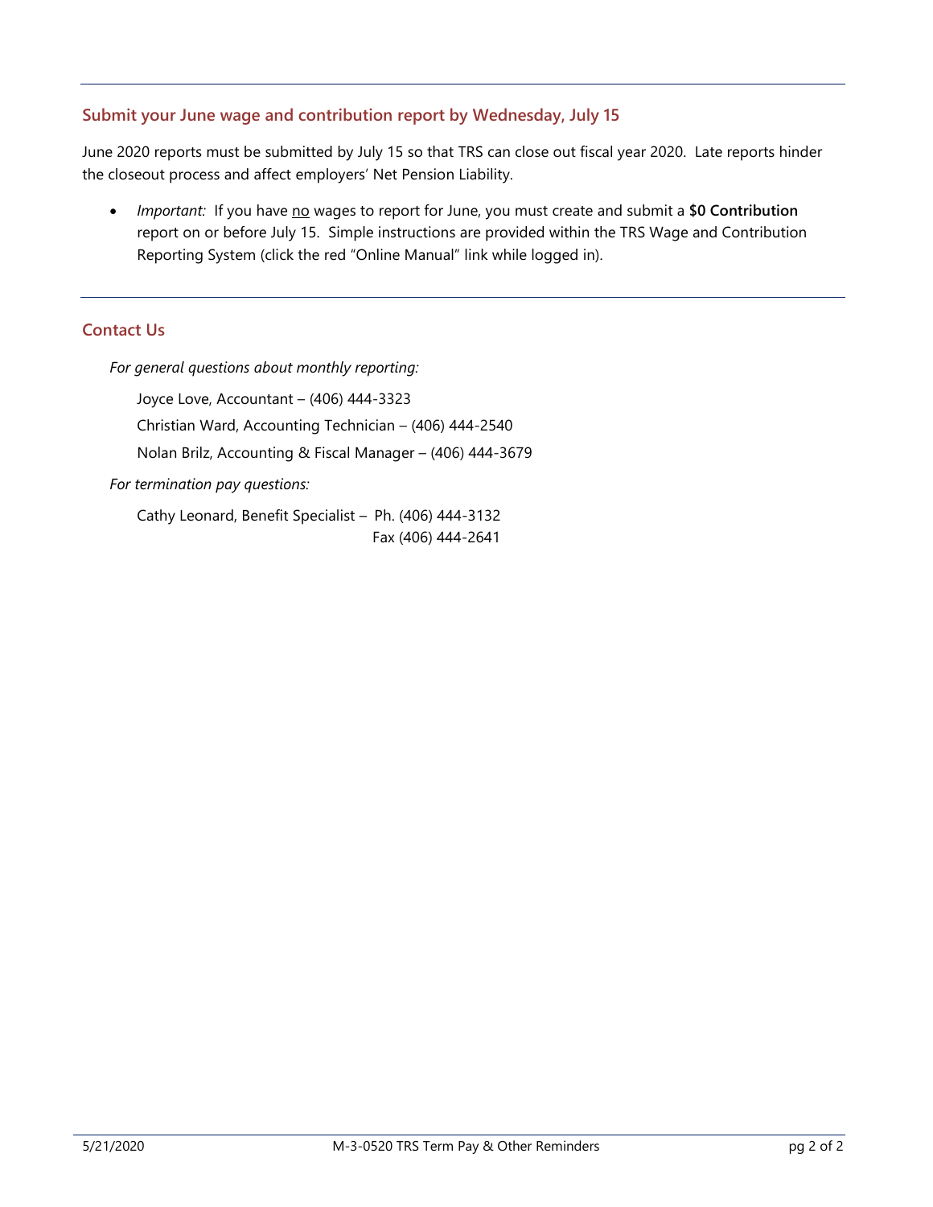## Submit your June wage and contribution report by Wednesday, July 15

June 2020 reports must be submitted by July 15 so that TRS can close out fiscal year 2020. Late reports hinder the closeout process and affect employers' Net Pension Liability.

- *Important:* If you have <u>no</u> wages to report for June, you must create and submit a **$0 Contribution** report on or before July 15. Simple instructions are provided within the TRS Wage and Contribution Reporting System (click the red "Online Manual" link while logged in).

## Contact Us

*For general questions about monthly reporting:*

Joyce Love, Accountant – (406) 444-3323

Christian Ward, Accounting Technician – (406) 444-2540

Nolan Brilz, Accounting & Fiscal Manager – (406) 444-3679

*For termination pay questions:*

Cathy Leonard, Benefit Specialist – Ph. (406) 444-3132
Fax (406) 444-2641